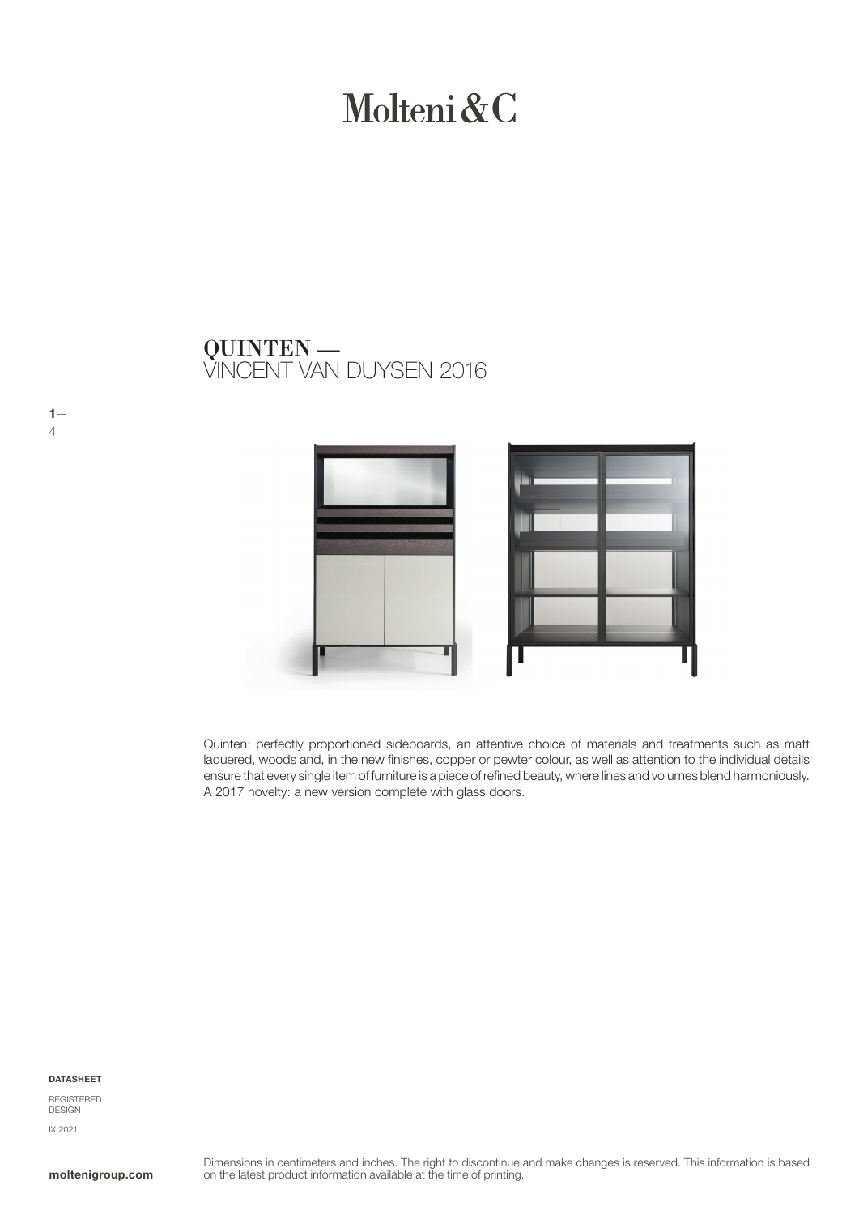# Molteni&C

## QUINTEN — VINCENT VAN DUYSEN 2016

Quinten: perfectly proportioned sideboards, an attentive choice of materials and treatments such as matt laquered, woods and, in the new finishes, copper or pewter colour, as well as attention to the individual details ensure that every single item of furniture is a piece of refined beauty, where lines and volumes blend harmoniously. A 2017 novelty: a new version complete with glass doors.

**DATASHEET**

REGISTERED DESIGN

IX.2021

**moltenigroup.com**

Dimensions in centimeters and inches. The right to discontinue and make changes is reserved. This information is based on the latest product information available at the time of printing.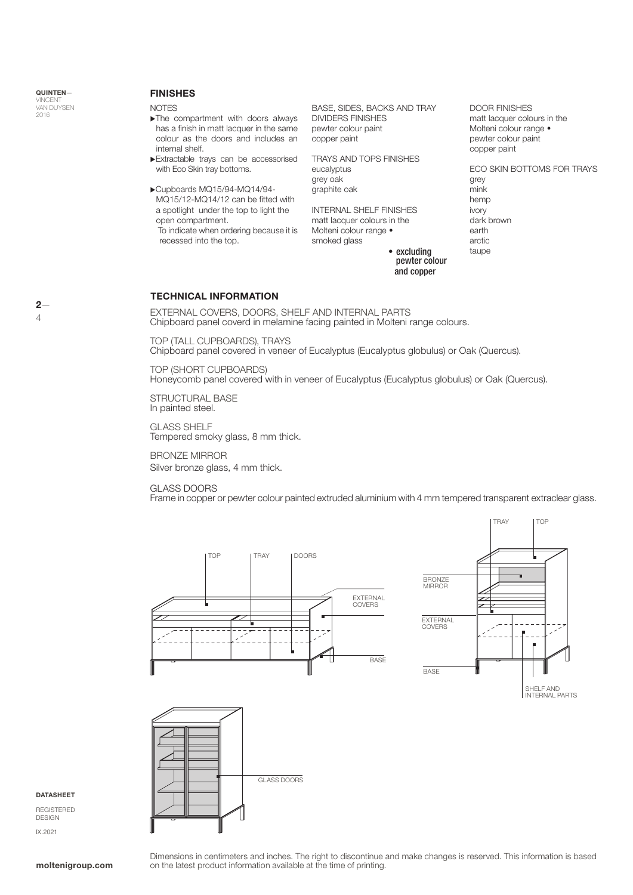## FINISHES

NOTES

- The compartment with doors always has a finish in matt lacquer in the same colour as the doors and includes an internal shelf.
- Extractable trays can be accessorised with Eco Skin tray bottoms.
- Cupboards MQ15/94-MQ14/94-MQ15/12-MQ14/12 can be fitted with a spotlight under the top to light the open compartment.
  To indicate when ordering because it is recessed into the top.

BASE, SIDES, BACKS AND TRAY DIVIDERS FINISHES
pewter colour paint
copper paint

TRAYS AND TOPS FINISHES
eucalyptus
grey oak
graphite oak

INTERNAL SHELF FINISHES
matt lacquer colours in the Molteni colour range •
smoked glass

DOOR FINISHES
matt lacquer colours in the Molteni colour range •
pewter colour paint
copper paint

ECO SKIN BOTTOMS FOR TRAYS
grey
mink
hemp
ivory
dark brown
earth
arctic
taupe

• excluding pewter colour and copper

## TECHNICAL INFORMATION

EXTERNAL COVERS, DOORS, SHELF AND INTERNAL PARTS
Chipboard panel coverd in melamine facing painted in Molteni range colours.

TOP (TALL CUPBOARDS), TRAYS
Chipboard panel covered in veneer of Eucalyptus (Eucalyptus globulus) or Oak (Quercus).

TOP (SHORT CUPBOARDS)
Honeycomb panel covered with in veneer of Eucalyptus (Eucalyptus globulus) or Oak (Quercus).

STRUCTURAL BASE
In painted steel.

GLASS SHELF
Tempered smoky glass, 8 mm thick.

BRONZE MIRROR
Silver bronze glass, 4 mm thick.

GLASS DOORS
Frame in copper or pewter colour painted extruded aluminium with 4 mm tempered transparent extraclear glass.

TOP · TRAY · DOORS · EXTERNAL COVERS · BASE

TRAY · TOP · BRONZE MIRROR · EXTERNAL COVERS · BASE · SHELF AND INTERNAL PARTS

GLASS DOORS

Dimensions in centimeters and inches. The right to discontinue and make changes is reserved. This information is based on the latest product information available at the time of printing.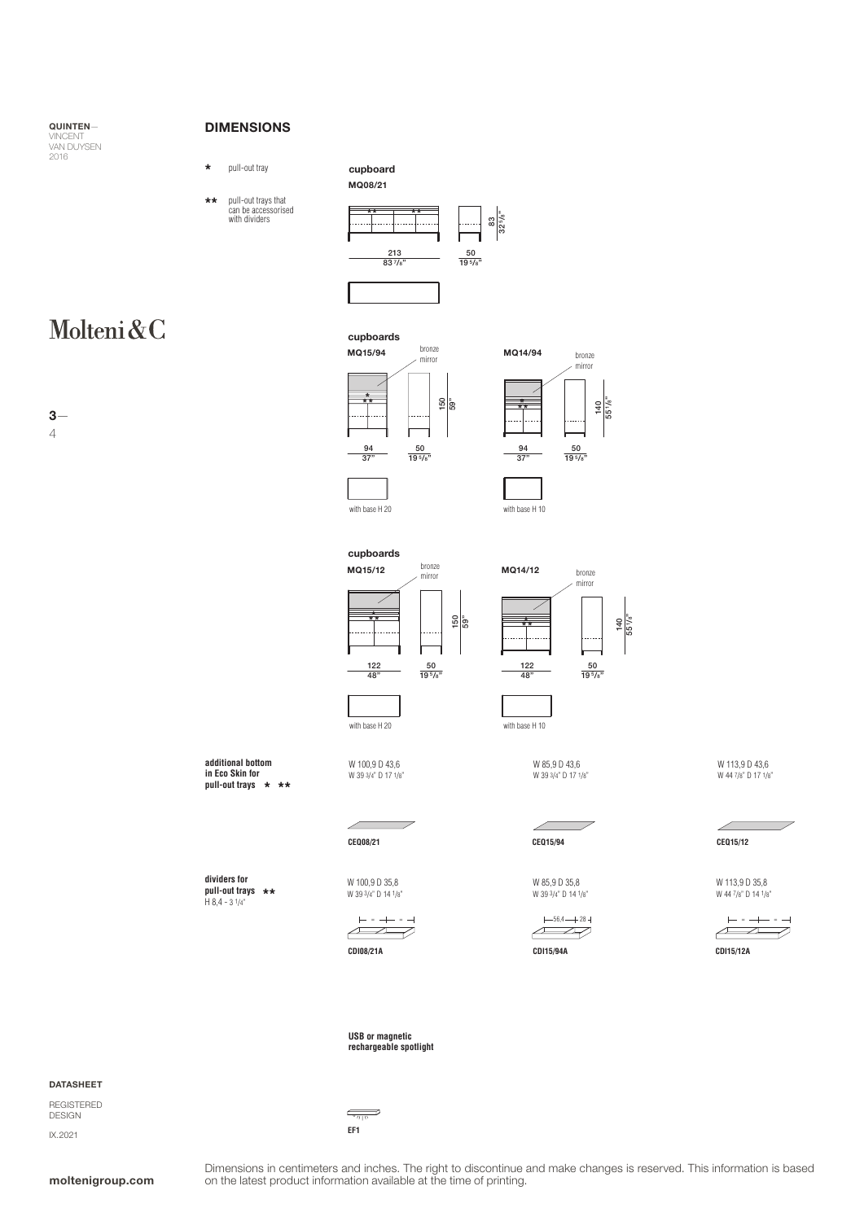QUINTEN—
VINCENT
VAN DUYSEN
2016

## DIMENSIONS

* pull-out tray

** pull-out trays that can be accessorised with dividers

**cupboard**

**MQ08/21**

** **

213
83 7/8"

50
19 5/8"

83
32 5/8"

Molteni&C

**cupboards**

**MQ15/94**

bronze mirror

*
**

150
59"

94
37"

50
19 5/8"

with base H 20

**MQ14/94**

bronze mirror

*
**

140
55 1/8"

94
37"

50
19 5/8"

with base H 10

**cupboards**

**MQ15/12**

bronze mirror

*
**

150
59"

122
48"

50
19 5/8"

with base H 20

**MQ14/12**

bronze mirror

*
**

140
55 1/8"

122
48"

50
19 5/8"

with base H 10

**additional bottom in Eco Skin for pull-out trays * ****

W 100,9 D 43,6
W 39 3/4" D 17 1/8"

**CEQ08/21**

W 85,9 D 43,6
W 39 3/4" D 17 1/8"

**CEQ15/94**

W 113,9 D 43,6
W 44 7/8" D 17 1/8"

**CEQ15/12**

**dividers for pull-out trays ****
H 8,4 - 3 1/4"

W 100,9 D 35,8
W 39 3/4" D 14 1/8"

**CDI08/21A**

W 85,9 D 35,8
W 39 3/4" D 14 1/8"

56,4 — 28

**CDI15/94A**

W 113,9 D 35,8
W 44 7/8" D 14 1/8"

**CDI15/12A**

**USB or magnetic rechargeable spotlight**

**EF1**

**DATASHEET**

REGISTERED DESIGN

IX.2021

Dimensions in centimeters and inches. The right to discontinue and make changes is reserved. This information is based on the latest product information available at the time of printing.

**moltenigroup.com**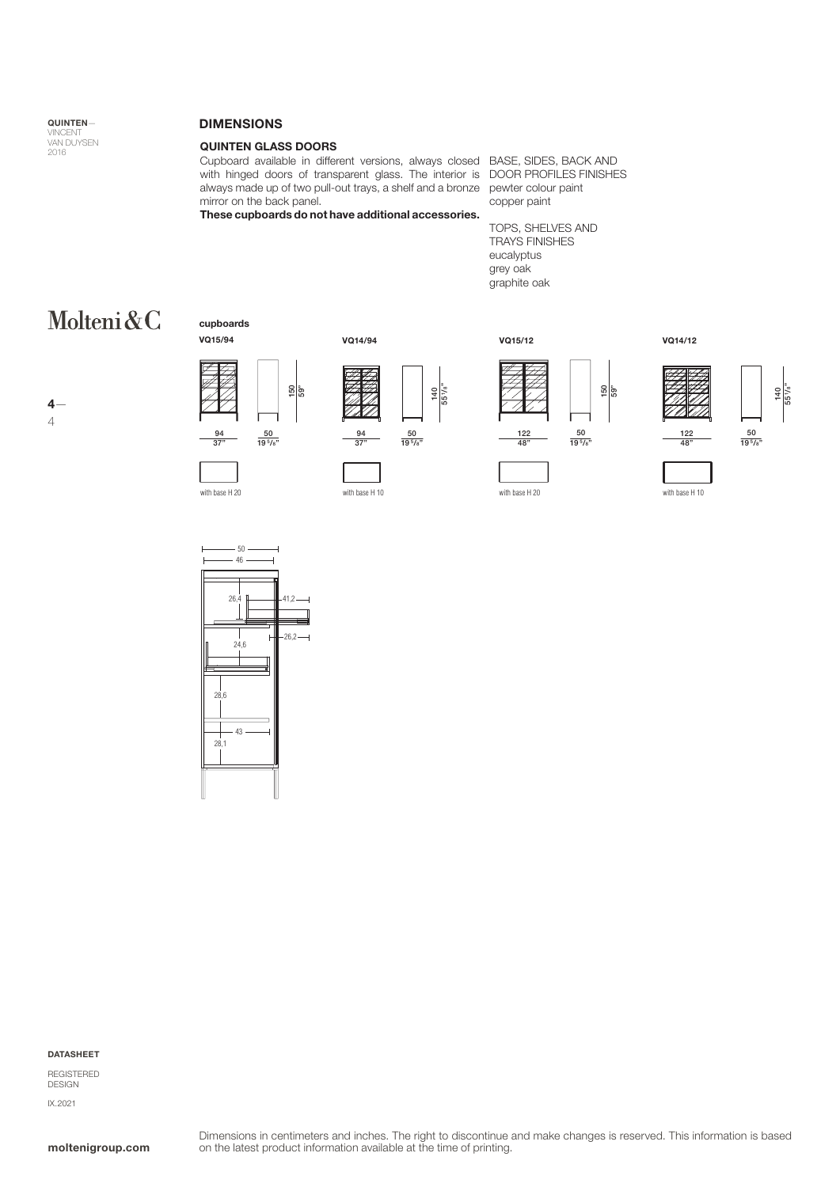QUINTEN—
VINCENT
VAN DUYSEN
2016

Molteni&C

## DIMENSIONS

### QUINTEN GLASS DOORS

Cupboard available in different versions, always closed with hinged doors of transparent glass. The interior is always made up of two pull-out trays, a shelf and a bronze mirror on the back panel.

**These cupboards do not have additional accessories.**

BASE, SIDES, BACK AND DOOR PROFILES FINISHES
pewter colour paint
copper paint

TOPS, SHELVES AND TRAYS FINISHES
eucalyptus
grey oak
graphite oak

**cupboards**

**VQ15/94**

150
59"

94
37"

50
19 5/8"

with base H 20

**VQ14/94**

140
55 1/8"

94
37"

50
19 5/8"

with base H 10

**VQ15/12**

150
59"

122
48"

50
19 5/8"

with base H 20

**VQ14/12**

140
55 1/8"

122
48"

50
19 5/8"

with base H 10

50
46
26,4
41,2
26,2
24,6
28,6
43
28,1

**DATASHEET**

REGISTERED DESIGN

IX.2021

**moltenigroup.com**

Dimensions in centimeters and inches. The right to discontinue and make changes is reserved. This information is based on the latest product information available at the time of printing.